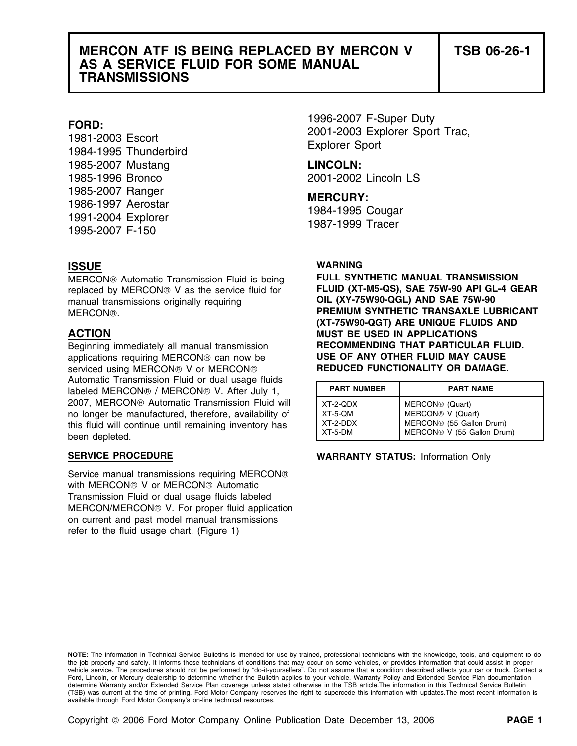# MERCON ATF IS BEING REPLACED BY MERCON V AS A SERVICE FLUID FOR SOME MANUAL TRANSMISSIONS

**TSB 06-26-1**

**FORD:**
1981-2003 Escort
1984-1995 Thunderbird
1985-2007 Mustang
1985-1996 Bronco
1985-2007 Ranger
1986-1997 Aerostar
1991-2004 Explorer
1995-2007 F-150
1996-2007 F-Super Duty
2001-2003 Explorer Sport Trac, Explorer Sport

**LINCOLN:**
2001-2002 Lincoln LS

**MERCURY:**
1984-1995 Cougar
1987-1999 Tracer

## ISSUE

MERCON® Automatic Transmission Fluid is being replaced by MERCON® V as the service fluid for manual transmissions originally requiring MERCON®.

## ACTION

Beginning immediately all manual transmission applications requiring MERCON® can now be serviced using MERCON® V or MERCON® Automatic Transmission Fluid or dual usage fluids labeled MERCON® / MERCON® V. After July 1, 2007, MERCON® Automatic Transmission Fluid will no longer be manufactured, therefore, availability of this fluid will continue until remaining inventory has been depleted.

### SERVICE PROCEDURE

Service manual transmissions requiring MERCON® with MERCON® V or MERCON® Automatic Transmission Fluid or dual usage fluids labeled MERCON/MERCON® V. For proper fluid application on current and past model manual transmissions refer to the fluid usage chart. (Figure 1)

### WARNING

**FULL SYNTHETIC MANUAL TRANSMISSION FLUID (XT-M5-QS), SAE 75W-90 API GL-4 GEAR OIL (XY-75W90-QGL) AND SAE 75W-90 PREMIUM SYNTHETIC TRANSAXLE LUBRICANT (XT-75W90-QGT) ARE UNIQUE FLUIDS AND MUST BE USED IN APPLICATIONS RECOMMENDING THAT PARTICULAR FLUID. USE OF ANY OTHER FLUID MAY CAUSE REDUCED FUNCTIONALITY OR DAMAGE.**

| PART NUMBER | PART NAME |
|---|---|
| XT-2-QDX | MERCON® (Quart) |
| XT-5-QM | MERCON® V (Quart) |
| XT-2-DDX | MERCON® (55 Gallon Drum) |
| XT-5-DM | MERCON® V (55 Gallon Drum) |

**WARRANTY STATUS:** Information Only

**NOTE:** The information in Technical Service Bulletins is intended for use by trained, professional technicians with the knowledge, tools, and equipment to do the job properly and safely. It informs these technicians of conditions that may occur on some vehicles, or provides information that could assist in proper vehicle service. The procedures should not be performed by "do-it-yourselfers". Do not assume that a condition described affects your car or truck. Contact a Ford, Lincoln, or Mercury dealership to determine whether the Bulletin applies to your vehicle. Warranty Policy and Extended Service Plan documentation determine Warranty and/or Extended Service Plan coverage unless stated otherwise in the TSB article.The information in this Technical Service Bulletin (TSB) was current at the time of printing. Ford Motor Company reserves the right to supercede this information with updates.The most recent information is available through Ford Motor Company's on-line technical resources.

Copyright © 2006 Ford Motor Company Online Publication Date December 13, 2006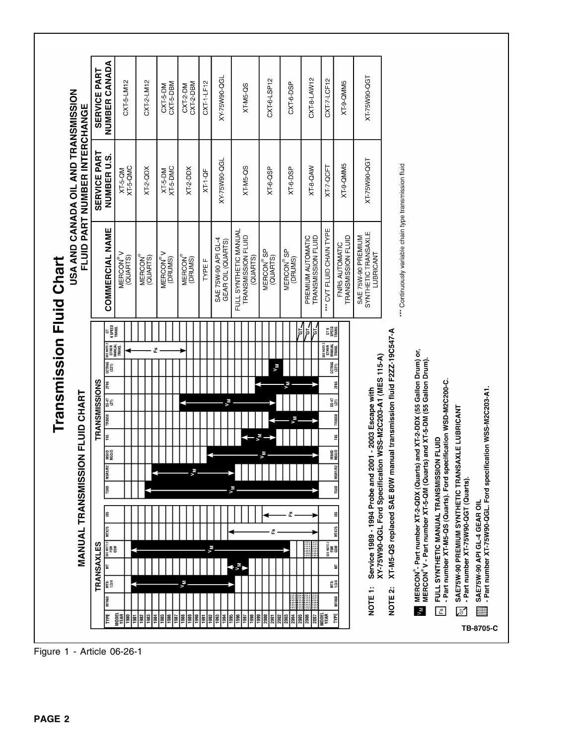# Transmission Fluid Chart

## MANUAL TRANSMISSION FLUID CHART

TRANSAXLES: MFA60, MTX-1/3/4, MT, SEE NOTE 2 F5M G5M, MTX75, IB5

TRANSMISSIONS: T50D, M5R1/R2, M5HD M50/D, T45, TR3650, S5-47 (ZF), ZF6S, GETRAG (221), SEE NOTE 2 OTHER MANUAL TRANS., GT 6 SPEED TRANS

MODEL YEAR: 1980–2007

VM, Fs, GT

NOTE 1: Service 1989 - 1994 Probe and 2001 - 2003 Escape with XY-75W90-QGL Ford Specification WSS-M2C203-A1 (MES 115-A)

NOTE 2: XT-M5-QS replaced SAE 80W manual transmission fluid F2ZZ-19C547-A

VM MERCON® - Part number XT-2-QDX (Quarts) and XT-2-DDX (55 Gallon Drum) or, MERCON® V - Part number XT-5-QM (Quarts) and XT-5-DM (55 Gallon Drum).

Fs FULL SYNTHETIC MANUAL TRANSMISSION FLUID
- Part number XT-M5-QS (Quarts). Ford specification WSD-M2C200-C.

GT SAE75W-90 PREMIUM SYNTHETIC TRANSAXLE LUBRICANT
- Part number XT-75W90-QGT (Quarts).

SAE75W-90 API GL-4 GEAR OIL
- Part number XT-75W90-QGL. Ford specification WSS-M2C203-A1.

## USA AND CANADA OIL AND TRANSMISSION FLUID PART NUMBER INTERCHANGE

| COMMERCIAL NAME | SERVICE PART NUMBER U.S. | SERVICE PART NUMBER CANADA |
|---|---|---|
| MERCON® V (QUARTS) | XT-5-QM<br>XT-5-QMC | CXT-5-LM12 |
| MERCON® (QUARTS) | XT-2-QDX | CXT-2-LM12 |
| MERCON® V (DRUMS) | XT-5-DM<br>XT-5-DMC | CXT-5-DM<br>CXT-5-DBM |
| MERCON® (DRUMS) | XT-2-DDX | CXT-2-DM<br>CXT-2-DBM |
| TYPE F | XT-1-QF | CXT-1-LF12 |
| SAE 75W-90 API GL-4 GEAR OIL (QUARTS) | XY-75W90-QGL | XY-75W90-QGL |
| FULL SYNTHETIC MANUAL TRANSMISSION FLUID (QUARTS) | XT-M5-QS | XT-M5-QS |
| MERCON® SP (QUARTS) | XT-6-QSP | CXT-6-LSP12 |
| MERCON® SP (DRUMS) | XT-6-DSP | CXT-6-DSP |
| PREMIUM AUTOMATIC TRANSMISSION FLUID | XT-8-QAW | CXT-8-LAW12 |
| *** CVT FLUID CHAIN TYPE | XT-7-QCFT | CXT-7-LCF12 |
| FNR5 AUTOMATIC TRANSMISSION FLUID | XT-9-QMM5 | XT-9-QMM5 |
| SAE 75W-90 PREMIUM SYNTHETIC TRANSAXLE LUBRICANT | XT-75W90-QGT | XT-75W90-QGT |

*** Continuously variable chain type transmission fluid

TB-8705-C

Figure 1 - Article 06-26-1